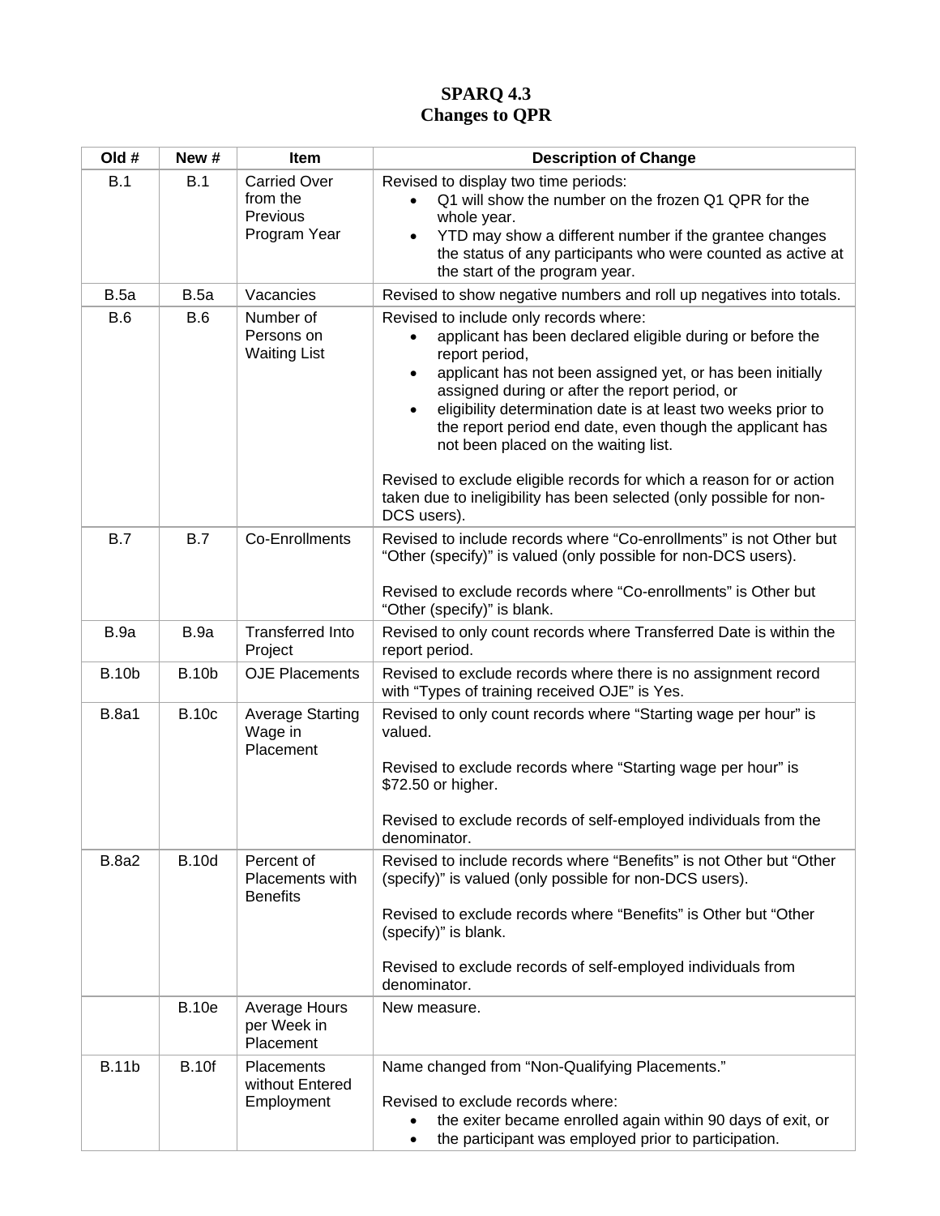# SPARQ 4.3
## Changes to QPR

| Old # | New # | Item | Description of Change |
|---|---|---|---|
| B.1 | B.1 | Carried Over from the Previous Program Year | Revised to display two time periods:<br>• Q1 will show the number on the frozen Q1 QPR for the whole year.<br>• YTD may show a different number if the grantee changes the status of any participants who were counted as active at the start of the program year. |
| B.5a | B.5a | Vacancies | Revised to show negative numbers and roll up negatives into totals. |
| B.6 | B.6 | Number of Persons on Waiting List | Revised to include only records where:<br>• applicant has been declared eligible during or before the report period,<br>• applicant has not been assigned yet, or has been initially assigned during or after the report period, or<br>• eligibility determination date is at least two weeks prior to the report period end date, even though the applicant has not been placed on the waiting list.<br><br>Revised to exclude eligible records for which a reason for or action taken due to ineligibility has been selected (only possible for non-DCS users). |
| B.7 | B.7 | Co-Enrollments | Revised to include records where "Co-enrollments" is not Other but "Other (specify)" is valued (only possible for non-DCS users).<br><br>Revised to exclude records where "Co-enrollments" is Other but "Other (specify)" is blank. |
| B.9a | B.9a | Transferred Into Project | Revised to only count records where Transferred Date is within the report period. |
| B.10b | B.10b | OJE Placements | Revised to exclude records where there is no assignment record with "Types of training received OJE" is Yes. |
| B.8a1 | B.10c | Average Starting Wage in Placement | Revised to only count records where "Starting wage per hour" is valued.<br><br>Revised to exclude records where "Starting wage per hour" is $72.50 or higher.<br><br>Revised to exclude records of self-employed individuals from the denominator. |
| B.8a2 | B.10d | Percent of Placements with Benefits | Revised to include records where "Benefits" is not Other but "Other (specify)" is valued (only possible for non-DCS users).<br><br>Revised to exclude records where "Benefits" is Other but "Other (specify)" is blank.<br><br>Revised to exclude records of self-employed individuals from denominator. |
| | B.10e | Average Hours per Week in Placement | New measure. |
| B.11b | B.10f | Placements without Entered Employment | Name changed from "Non-Qualifying Placements."<br><br>Revised to exclude records where:<br>• the exiter became enrolled again within 90 days of exit, or<br>• the participant was employed prior to participation. |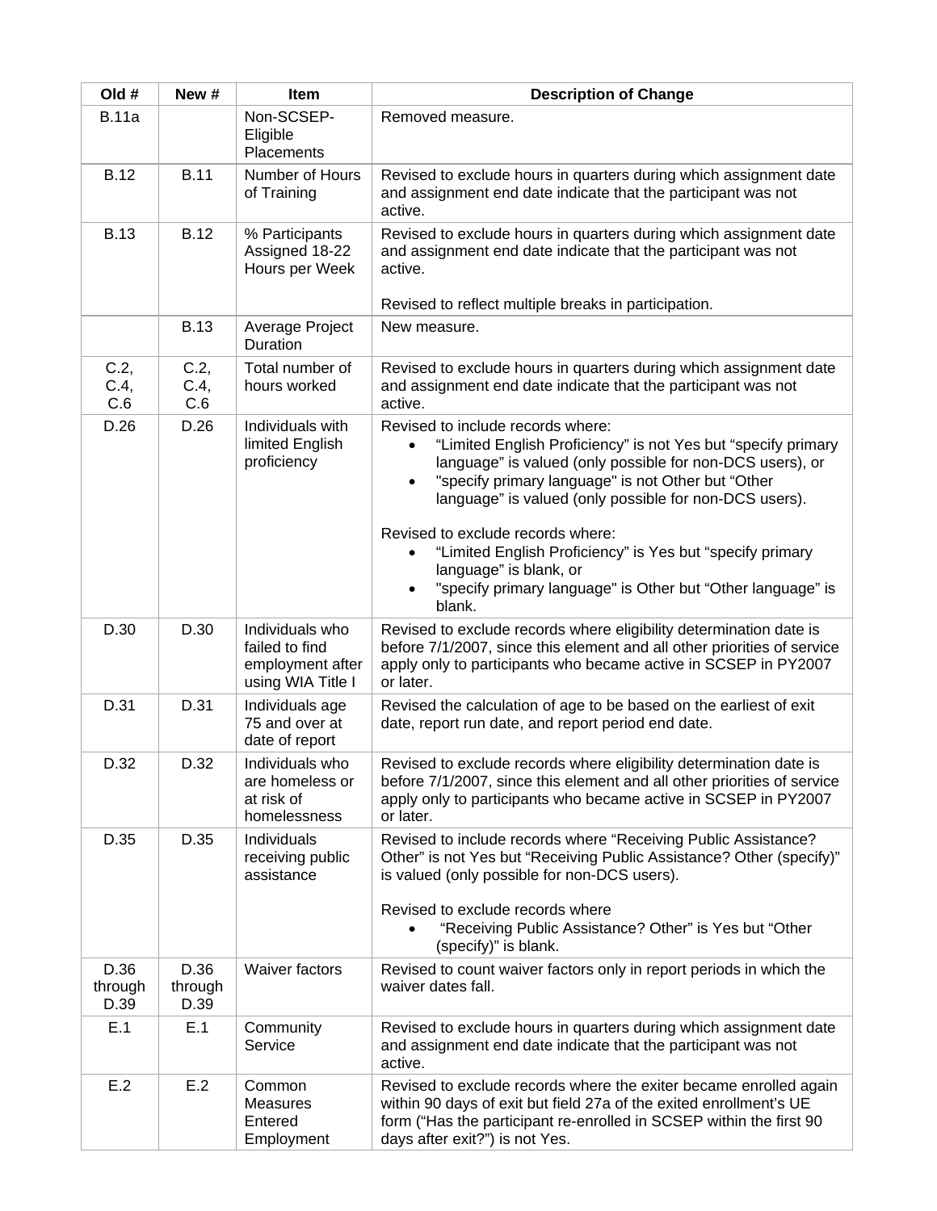| Old # | New # | Item | Description of Change |
|---|---|---|---|
| B.11a | | Non-SCSEP-Eligible Placements | Removed measure. |
| B.12 | B.11 | Number of Hours of Training | Revised to exclude hours in quarters during which assignment date and assignment end date indicate that the participant was not active. |
| B.13 | B.12 | % Participants Assigned 18-22 Hours per Week | Revised to exclude hours in quarters during which assignment date and assignment end date indicate that the participant was not active.<br><br>Revised to reflect multiple breaks in participation. |
| | B.13 | Average Project Duration | New measure. |
| C.2, C.4, C.6 | C.2, C.4, C.6 | Total number of hours worked | Revised to exclude hours in quarters during which assignment date and assignment end date indicate that the participant was not active. |
| D.26 | D.26 | Individuals with limited English proficiency | Revised to include records where:<br>• "Limited English Proficiency" is not Yes but "specify primary language" is valued (only possible for non-DCS users), or<br>• "specify primary language" is not Other but "Other language" is valued (only possible for non-DCS users).<br><br>Revised to exclude records where:<br>• "Limited English Proficiency" is Yes but "specify primary language" is blank, or<br>• "specify primary language" is Other but "Other language" is blank. |
| D.30 | D.30 | Individuals who failed to find employment after using WIA Title I | Revised to exclude records where eligibility determination date is before 7/1/2007, since this element and all other priorities of service apply only to participants who became active in SCSEP in PY2007 or later. |
| D.31 | D.31 | Individuals age 75 and over at date of report | Revised the calculation of age to be based on the earliest of exit date, report run date, and report period end date. |
| D.32 | D.32 | Individuals who are homeless or at risk of homelessness | Revised to exclude records where eligibility determination date is before 7/1/2007, since this element and all other priorities of service apply only to participants who became active in SCSEP in PY2007 or later. |
| D.35 | D.35 | Individuals receiving public assistance | Revised to include records where "Receiving Public Assistance? Other" is not Yes but "Receiving Public Assistance? Other (specify)" is valued (only possible for non-DCS users).<br><br>Revised to exclude records where<br>• "Receiving Public Assistance? Other" is Yes but "Other (specify)" is blank. |
| D.36 through D.39 | D.36 through D.39 | Waiver factors | Revised to count waiver factors only in report periods in which the waiver dates fall. |
| E.1 | E.1 | Community Service | Revised to exclude hours in quarters during which assignment date and assignment end date indicate that the participant was not active. |
| E.2 | E.2 | Common Measures Entered Employment | Revised to exclude records where the exiter became enrolled again within 90 days of exit but field 27a of the exited enrollment's UE form ("Has the participant re-enrolled in SCSEP within the first 90 days after exit?") is not Yes. |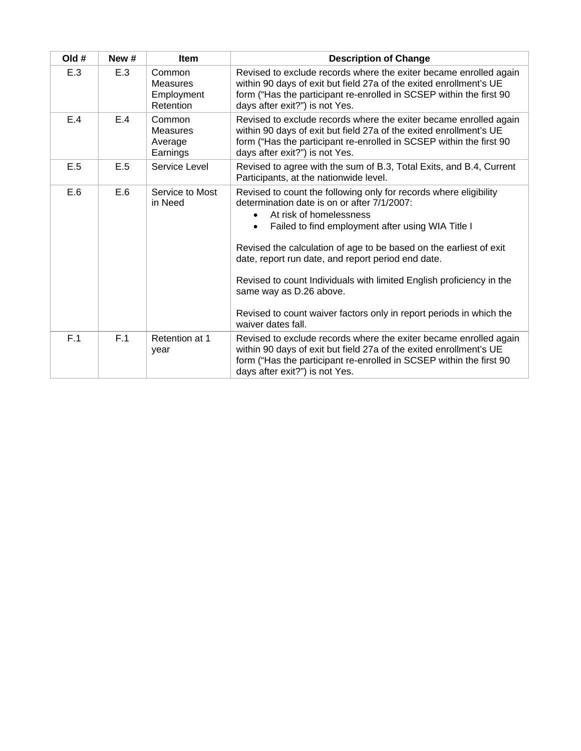| Old # | New # | Item | Description of Change |
|---|---|---|---|
| E.3 | E.3 | Common Measures Employment Retention | Revised to exclude records where the exiter became enrolled again within 90 days of exit but field 27a of the exited enrollment's UE form ("Has the participant re-enrolled in SCSEP within the first 90 days after exit?") is not Yes. |
| E.4 | E.4 | Common Measures Average Earnings | Revised to exclude records where the exiter became enrolled again within 90 days of exit but field 27a of the exited enrollment's UE form ("Has the participant re-enrolled in SCSEP within the first 90 days after exit?") is not Yes. |
| E.5 | E.5 | Service Level | Revised to agree with the sum of B.3, Total Exits, and B.4, Current Participants, at the nationwide level. |
| E.6 | E.6 | Service to Most in Need | Revised to count the following only for records where eligibility determination date is on or after 7/1/2007:<br>• At risk of homelessness<br>• Failed to find employment after using WIA Title I<br><br>Revised the calculation of age to be based on the earliest of exit date, report run date, and report period end date.<br><br>Revised to count Individuals with limited English proficiency in the same way as D.26 above.<br><br>Revised to count waiver factors only in report periods in which the waiver dates fall. |
| F.1 | F.1 | Retention at 1 year | Revised to exclude records where the exiter became enrolled again within 90 days of exit but field 27a of the exited enrollment's UE form ("Has the participant re-enrolled in SCSEP within the first 90 days after exit?") is not Yes. |